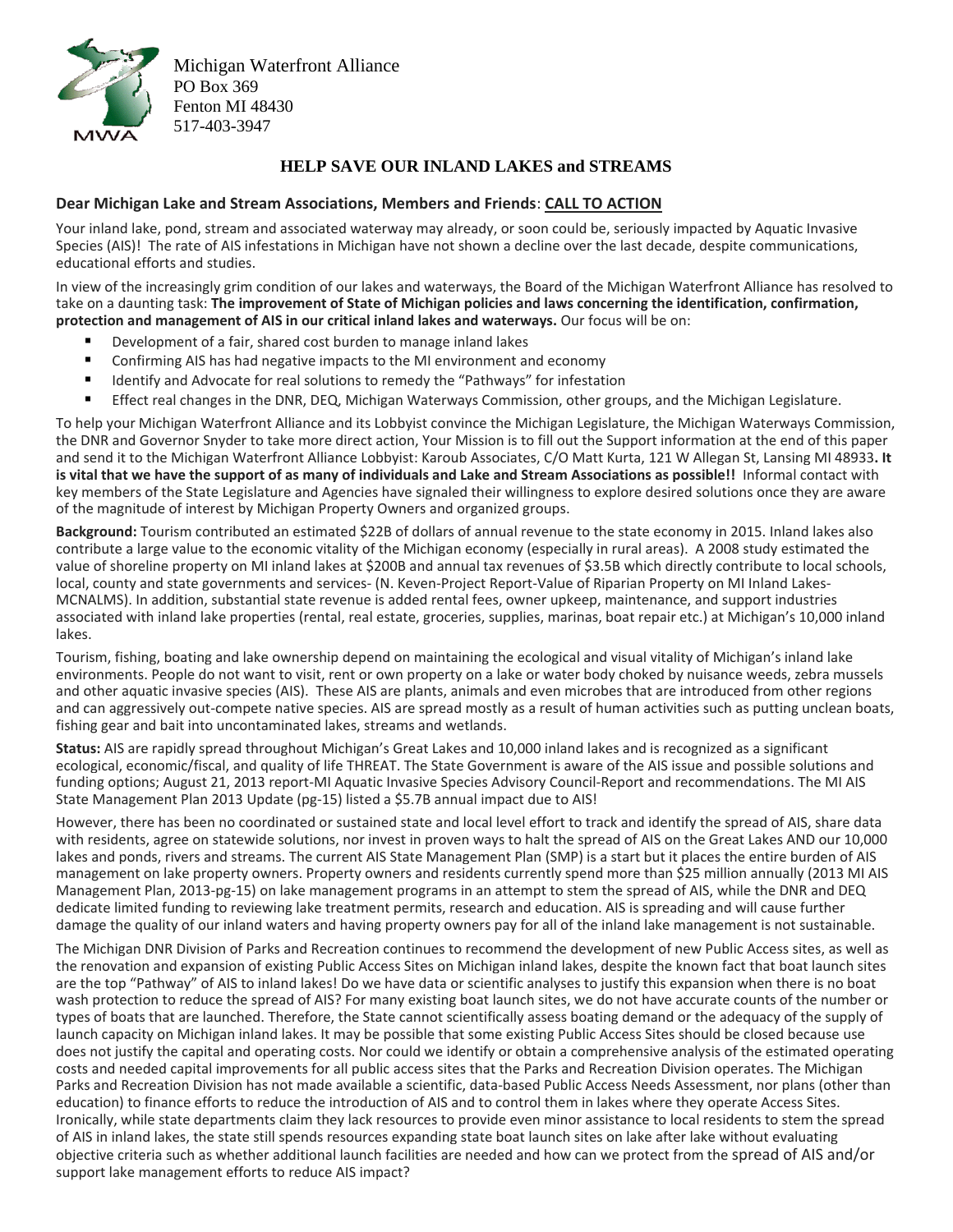Michigan Waterfront Alliance
PO Box 369
Fenton MI 48430
517-403-3947

# HELP SAVE OUR INLAND LAKES and STREAMS

**Dear Michigan Lake and Stream Associations, Members and Friends**: **CALL TO ACTION**

Your inland lake, pond, stream and associated waterway may already, or soon could be, seriously impacted by Aquatic Invasive Species (AIS)! The rate of AIS infestations in Michigan have not shown a decline over the last decade, despite communications, educational efforts and studies.

In view of the increasingly grim condition of our lakes and waterways, the Board of the Michigan Waterfront Alliance has resolved to take on a daunting task: **The improvement of State of Michigan policies and laws concerning the identification, confirmation, protection and management of AIS in our critical inland lakes and waterways.** Our focus will be on:

- Development of a fair, shared cost burden to manage inland lakes
- Confirming AIS has had negative impacts to the MI environment and economy
- Identify and Advocate for real solutions to remedy the "Pathways" for infestation
- Effect real changes in the DNR, DEQ, Michigan Waterways Commission, other groups, and the Michigan Legislature.

To help your Michigan Waterfront Alliance and its Lobbyist convince the Michigan Legislature, the Michigan Waterways Commission, the DNR and Governor Snyder to take more direct action, Your Mission is to fill out the Support information at the end of this paper and send it to the Michigan Waterfront Alliance Lobbyist: Karoub Associates, C/O Matt Kurta, 121 W Allegan St, Lansing MI 48933**. It is vital that we have the support of as many of individuals and Lake and Stream Associations as possible!!** Informal contact with key members of the State Legislature and Agencies have signaled their willingness to explore desired solutions once they are aware of the magnitude of interest by Michigan Property Owners and organized groups.

**Background:** Tourism contributed an estimated $22B of dollars of annual revenue to the state economy in 2015. Inland lakes also contribute a large value to the economic vitality of the Michigan economy (especially in rural areas). A 2008 study estimated the value of shoreline property on MI inland lakes at $200B and annual tax revenues of $3.5B which directly contribute to local schools, local, county and state governments and services- (N. Keven-Project Report-Value of Riparian Property on MI Inland Lakes-MCNALMS). In addition, substantial state revenue is added rental fees, owner upkeep, maintenance, and support industries associated with inland lake properties (rental, real estate, groceries, supplies, marinas, boat repair etc.) at Michigan's 10,000 inland lakes.

Tourism, fishing, boating and lake ownership depend on maintaining the ecological and visual vitality of Michigan's inland lake environments. People do not want to visit, rent or own property on a lake or water body choked by nuisance weeds, zebra mussels and other aquatic invasive species (AIS). These AIS are plants, animals and even microbes that are introduced from other regions and can aggressively out-compete native species. AIS are spread mostly as a result of human activities such as putting unclean boats, fishing gear and bait into uncontaminated lakes, streams and wetlands.

**Status:** AIS are rapidly spread throughout Michigan's Great Lakes and 10,000 inland lakes and is recognized as a significant ecological, economic/fiscal, and quality of life THREAT. The State Government is aware of the AIS issue and possible solutions and funding options; August 21, 2013 report-MI Aquatic Invasive Species Advisory Council-Report and recommendations. The MI AIS State Management Plan 2013 Update (pg-15) listed a $5.7B annual impact due to AIS!

However, there has been no coordinated or sustained state and local level effort to track and identify the spread of AIS, share data with residents, agree on statewide solutions, nor invest in proven ways to halt the spread of AIS on the Great Lakes AND our 10,000 lakes and ponds, rivers and streams. The current AIS State Management Plan (SMP) is a start but it places the entire burden of AIS management on lake property owners. Property owners and residents currently spend more than $25 million annually (2013 MI AIS Management Plan, 2013-pg-15) on lake management programs in an attempt to stem the spread of AIS, while the DNR and DEQ dedicate limited funding to reviewing lake treatment permits, research and education. AIS is spreading and will cause further damage the quality of our inland waters and having property owners pay for all of the inland lake management is not sustainable.

The Michigan DNR Division of Parks and Recreation continues to recommend the development of new Public Access sites, as well as the renovation and expansion of existing Public Access Sites on Michigan inland lakes, despite the known fact that boat launch sites are the top "Pathway" of AIS to inland lakes! Do we have data or scientific analyses to justify this expansion when there is no boat wash protection to reduce the spread of AIS? For many existing boat launch sites, we do not have accurate counts of the number or types of boats that are launched. Therefore, the State cannot scientifically assess boating demand or the adequacy of the supply of launch capacity on Michigan inland lakes. It may be possible that some existing Public Access Sites should be closed because use does not justify the capital and operating costs. Nor could we identify or obtain a comprehensive analysis of the estimated operating costs and needed capital improvements for all public access sites that the Parks and Recreation Division operates. The Michigan Parks and Recreation Division has not made available a scientific, data-based Public Access Needs Assessment, nor plans (other than education) to finance efforts to reduce the introduction of AIS and to control them in lakes where they operate Access Sites. Ironically, while state departments claim they lack resources to provide even minor assistance to local residents to stem the spread of AIS in inland lakes, the state still spends resources expanding state boat launch sites on lake after lake without evaluating objective criteria such as whether additional launch facilities are needed and how can we protect from the spread of AIS and/or support lake management efforts to reduce AIS impact?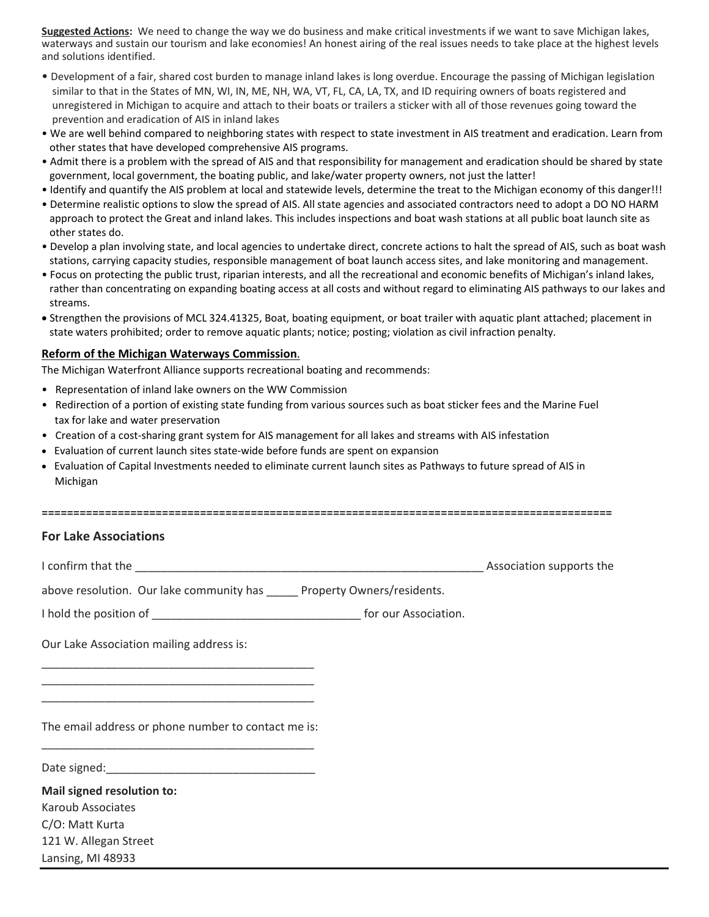**Suggested Actions:** We need to change the way we do business and make critical investments if we want to save Michigan lakes, waterways and sustain our tourism and lake economies! An honest airing of the real issues needs to take place at the highest levels and solutions identified.

- Development of a fair, shared cost burden to manage inland lakes is long overdue. Encourage the passing of Michigan legislation similar to that in the States of MN, WI, IN, ME, NH, WA, VT, FL, CA, LA, TX, and ID requiring owners of boats registered and unregistered in Michigan to acquire and attach to their boats or trailers a sticker with all of those revenues going toward the prevention and eradication of AIS in inland lakes
- We are well behind compared to neighboring states with respect to state investment in AIS treatment and eradication. Learn from other states that have developed comprehensive AIS programs.
- Admit there is a problem with the spread of AIS and that responsibility for management and eradication should be shared by state government, local government, the boating public, and lake/water property owners, not just the latter!
- Identify and quantify the AIS problem at local and statewide levels, determine the treat to the Michigan economy of this danger!!!
- Determine realistic options to slow the spread of AIS. All state agencies and associated contractors need to adopt a DO NO HARM approach to protect the Great and inland lakes. This includes inspections and boat wash stations at all public boat launch site as other states do.
- Develop a plan involving state, and local agencies to undertake direct, concrete actions to halt the spread of AIS, such as boat wash stations, carrying capacity studies, responsible management of boat launch access sites, and lake monitoring and management.
- Focus on protecting the public trust, riparian interests, and all the recreational and economic benefits of Michigan's inland lakes, rather than concentrating on expanding boating access at all costs and without regard to eliminating AIS pathways to our lakes and streams.
- Strengthen the provisions of MCL 324.41325, Boat, boating equipment, or boat trailer with aquatic plant attached; placement in state waters prohibited; order to remove aquatic plants; notice; posting; violation as civil infraction penalty.

**Reform of the Michigan Waterways Commission.**

The Michigan Waterfront Alliance supports recreational boating and recommends:

- Representation of inland lake owners on the WW Commission
- Redirection of a portion of existing state funding from various sources such as boat sticker fees and the Marine Fuel tax for lake and water preservation
- Creation of a cost-sharing grant system for AIS management for all lakes and streams with AIS infestation
- Evaluation of current launch sites state-wide before funds are spent on expansion
- Evaluation of Capital Investments needed to eliminate current launch sites as Pathways to future spread of AIS in Michigan

==========================================================================================

### For Lake Associations

I confirm that the ____________________________________________________________ Association supports the above resolution. Our lake community has _____ Property Owners/residents.

I hold the position of __________________________________ for our Association.

Our Lake Association mailing address is:

_____________________________________________

_____________________________________________

_____________________________________________

The email address or phone number to contact me is:

_____________________________________________

Date signed:_________________________________

**Mail signed resolution to:**

Karoub Associates
C/O: Matt Kurta
121 W. Allegan Street
Lansing, MI 48933